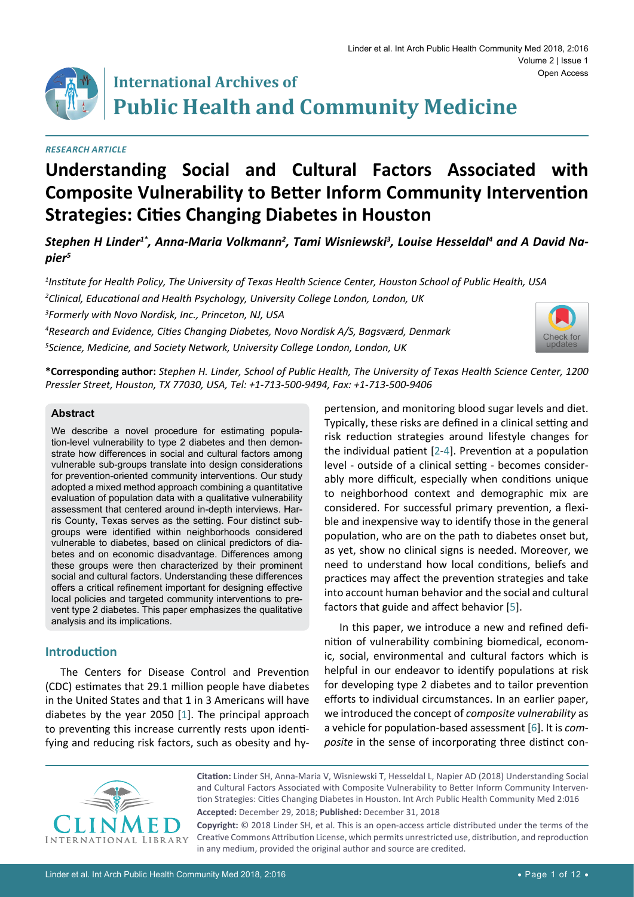# International Archives of Public Health and Community Medicine

*RESEARCH ARTICLE*

# Understanding Social and Cultural Factors Associated with Composite Vulnerability to Better Inform Community Intervention Strategies: Cities Changing Diabetes in Houston

***Stephen H Linder[1*], Anna-Maria Volkmann[2], Tami Wisniewski[3], Louise Hesseldal[4] and A David Napier[5]***

*[1]Institute for Health Policy, The University of Texas Health Science Center, Houston School of Public Health, USA*

*[2]Clinical, Educational and Health Psychology, University College London, London, UK*

*[3]Formerly with Novo Nordisk, Inc., Princeton, NJ, USA*

*[4]Research and Evidence, Cities Changing Diabetes, Novo Nordisk A/S, Bagsværd, Denmark*

*[5]Science, Medicine, and Society Network, University College London, London, UK*

**\*Corresponding author:** *Stephen H. Linder, School of Public Health, The University of Texas Health Science Center, 1200 Pressler Street, Houston, TX 77030, USA, Tel: +1-713-500-9494, Fax: +1-713-500-9406*

### Abstract

We describe a novel procedure for estimating population-level vulnerability to type 2 diabetes and then demonstrate how differences in social and cultural factors among vulnerable sub-groups translate into design considerations for prevention-oriented community interventions. Our study adopted a mixed method approach combining a quantitative evaluation of population data with a qualitative vulnerability assessment that centered around in-depth interviews. Harris County, Texas serves as the setting. Four distinct subgroups were identified within neighborhoods considered vulnerable to diabetes, based on clinical predictors of diabetes and on economic disadvantage. Differences among these groups were then characterized by their prominent social and cultural factors. Understanding these differences offers a critical refinement important for designing effective local policies and targeted community interventions to prevent type 2 diabetes. This paper emphasizes the qualitative analysis and its implications.

## Introduction

The Centers for Disease Control and Prevention (CDC) estimates that 29.1 million people have diabetes in the United States and that 1 in 3 Americans will have diabetes by the year 2050 [1]. The principal approach to preventing this increase currently rests upon identifying and reducing risk factors, such as obesity and hypertension, and monitoring blood sugar levels and diet. Typically, these risks are defined in a clinical setting and risk reduction strategies around lifestyle changes for the individual patient [2-4]. Prevention at a population level - outside of a clinical setting - becomes considerably more difficult, especially when conditions unique to neighborhood context and demographic mix are considered. For successful primary prevention, a flexible and inexpensive way to identify those in the general population, who are on the path to diabetes onset but, as yet, show no clinical signs is needed. Moreover, we need to understand how local conditions, beliefs and practices may affect the prevention strategies and take into account human behavior and the social and cultural factors that guide and affect behavior [5].

In this paper, we introduce a new and refined definition of vulnerability combining biomedical, economic, social, environmental and cultural factors which is helpful in our endeavor to identify populations at risk for developing type 2 diabetes and to tailor prevention efforts to individual circumstances. In an earlier paper, we introduced the concept of *composite vulnerability* as a vehicle for population-based assessment [6]. It is *composite* in the sense of incorporating three distinct con-

**Citation:** Linder SH, Anna-Maria V, Wisniewski T, Hesseldal L, Napier AD (2018) Understanding Social and Cultural Factors Associated with Composite Vulnerability to Better Inform Community Intervention Strategies: Cities Changing Diabetes in Houston. Int Arch Public Health Community Med 2:016

**Accepted:** December 29, 2018; **Published:** December 31, 2018

**Copyright:** © 2018 Linder SH, et al. This is an open-access article distributed under the terms of the Creative Commons Attribution License, which permits unrestricted use, distribution, and reproduction in any medium, provided the original author and source are credited.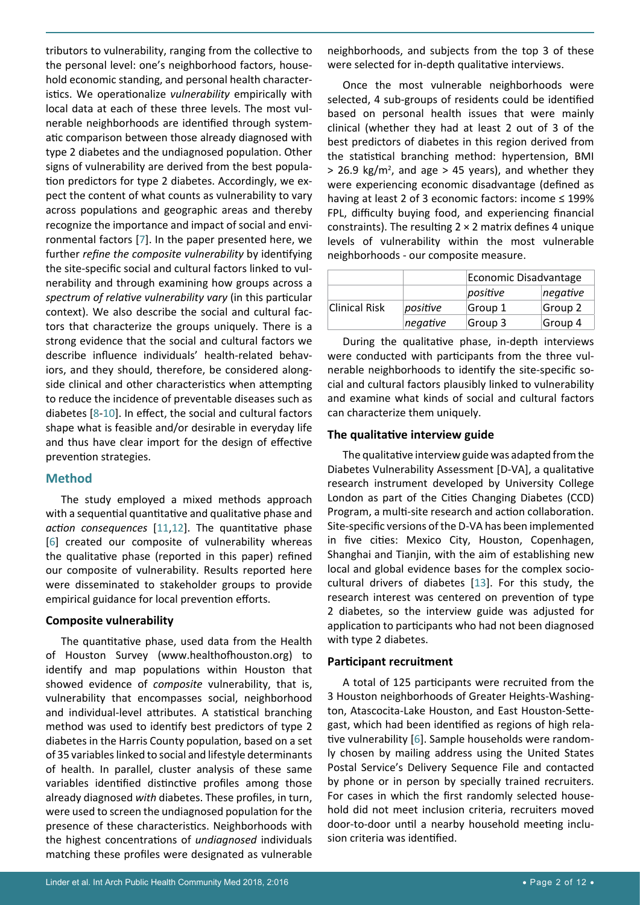tributors to vulnerability, ranging from the collective to the personal level: one's neighborhood factors, household economic standing, and personal health characteristics. We operationalize *vulnerability* empirically with local data at each of these three levels. The most vulnerable neighborhoods are identified through systematic comparison between those already diagnosed with type 2 diabetes and the undiagnosed population. Other signs of vulnerability are derived from the best population predictors for type 2 diabetes. Accordingly, we expect the content of what counts as vulnerability to vary across populations and geographic areas and thereby recognize the importance and impact of social and environmental factors [7]. In the paper presented here, we further *refine the composite vulnerability* by identifying the site-specific social and cultural factors linked to vulnerability and through examining how groups across a *spectrum of relative vulnerability vary* (in this particular context). We also describe the social and cultural factors that characterize the groups uniquely. There is a strong evidence that the social and cultural factors we describe influence individuals' health-related behaviors, and they should, therefore, be considered alongside clinical and other characteristics when attempting to reduce the incidence of preventable diseases such as diabetes [8-10]. In effect, the social and cultural factors shape what is feasible and/or desirable in everyday life and thus have clear import for the design of effective prevention strategies.

## Method

The study employed a mixed methods approach with a sequential quantitative and qualitative phase and *action consequences* [11,12]. The quantitative phase [6] created our composite of vulnerability whereas the qualitative phase (reported in this paper) refined our composite of vulnerability. Results reported here were disseminated to stakeholder groups to provide empirical guidance for local prevention efforts.

### Composite vulnerability

The quantitative phase, used data from the Health of Houston Survey (www.healthofhouston.org) to identify and map populations within Houston that showed evidence of *composite* vulnerability, that is, vulnerability that encompasses social, neighborhood and individual-level attributes. A statistical branching method was used to identify best predictors of type 2 diabetes in the Harris County population, based on a set of 35 variables linked to social and lifestyle determinants of health. In parallel, cluster analysis of these same variables identified distinctive profiles among those already diagnosed *with* diabetes. These profiles, in turn, were used to screen the undiagnosed population for the presence of these characteristics. Neighborhoods with the highest concentrations of *undiagnosed* individuals matching these profiles were designated as vulnerable neighborhoods, and subjects from the top 3 of these were selected for in-depth qualitative interviews.

Once the most vulnerable neighborhoods were selected, 4 sub-groups of residents could be identified based on personal health issues that were mainly clinical (whether they had at least 2 out of 3 of the best predictors of diabetes in this region derived from the statistical branching method: hypertension, BMI > 26.9 kg/m$^2$, and age > 45 years), and whether they were experiencing economic disadvantage (defined as having at least 2 of 3 economic factors: income ≤ 199% FPL, difficulty buying food, and experiencing financial constraints). The resulting 2 × 2 matrix defines 4 unique levels of vulnerability within the most vulnerable neighborhoods - our composite measure.

| | | Economic Disadvantage | |
|---|---|---|---|
| | | *positive* | *negative* |
| Clinical Risk | *positive* | Group 1 | Group 2 |
| | *negative* | Group 3 | Group 4 |

During the qualitative phase, in-depth interviews were conducted with participants from the three vulnerable neighborhoods to identify the site-specific social and cultural factors plausibly linked to vulnerability and examine what kinds of social and cultural factors can characterize them uniquely.

### The qualitative interview guide

The qualitative interview guide was adapted from the Diabetes Vulnerability Assessment [D-VA], a qualitative research instrument developed by University College London as part of the Cities Changing Diabetes (CCD) Program, a multi-site research and action collaboration. Site-specific versions of the D-VA has been implemented in five cities: Mexico City, Houston, Copenhagen, Shanghai and Tianjin, with the aim of establishing new local and global evidence bases for the complex sociocultural drivers of diabetes [13]. For this study, the research interest was centered on prevention of type 2 diabetes, so the interview guide was adjusted for application to participants who had not been diagnosed with type 2 diabetes.

### Participant recruitment

A total of 125 participants were recruited from the 3 Houston neighborhoods of Greater Heights-Washington, Atascocita-Lake Houston, and East Houston-Settegast, which had been identified as regions of high relative vulnerability [6]. Sample households were randomly chosen by mailing address using the United States Postal Service's Delivery Sequence File and contacted by phone or in person by specially trained recruiters. For cases in which the first randomly selected household did not meet inclusion criteria, recruiters moved door-to-door until a nearby household meeting inclusion criteria was identified.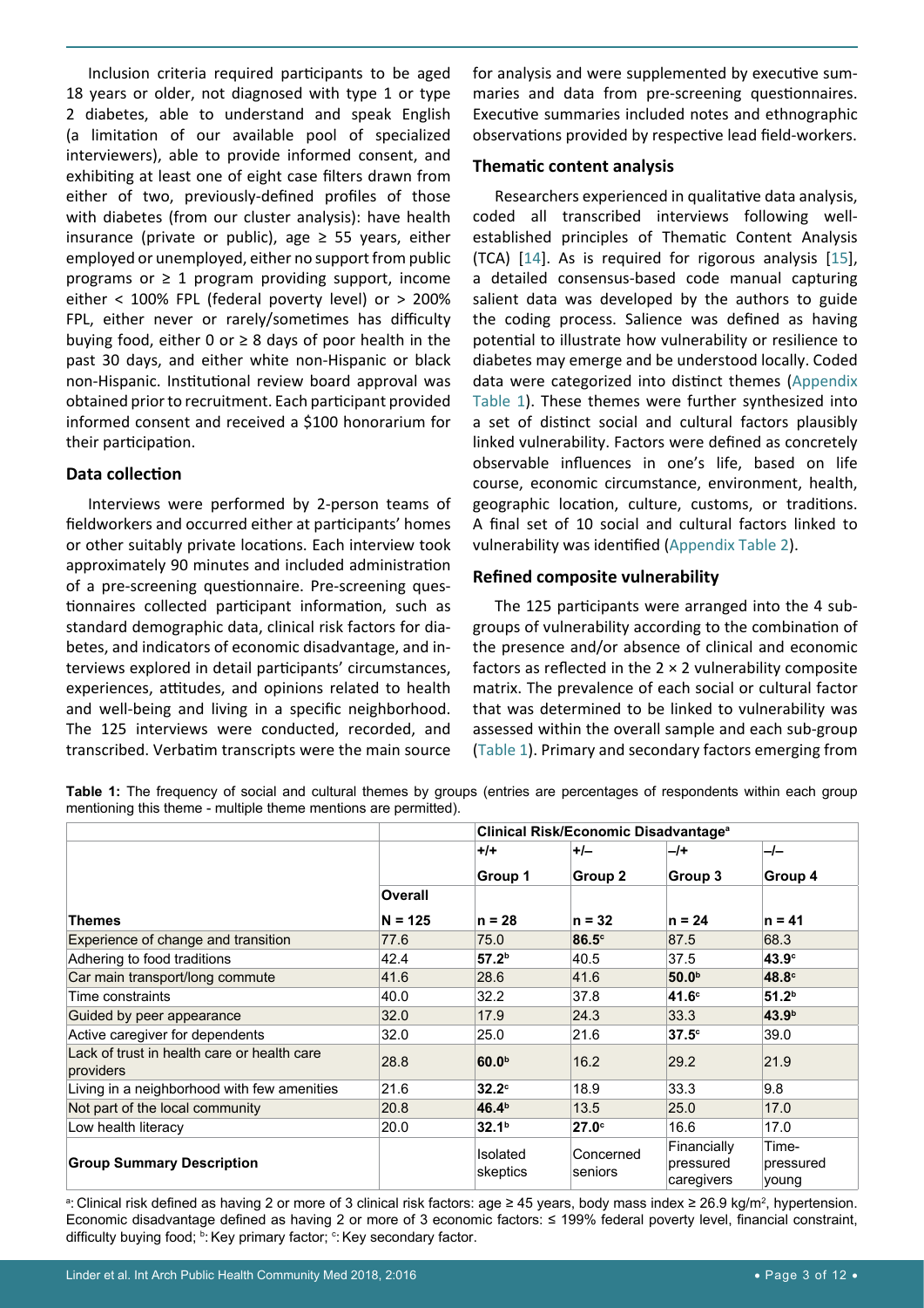Inclusion criteria required participants to be aged 18 years or older, not diagnosed with type 1 or type 2 diabetes, able to understand and speak English (a limitation of our available pool of specialized interviewers), able to provide informed consent, and exhibiting at least one of eight case filters drawn from either of two, previously-defined profiles of those with diabetes (from our cluster analysis): have health insurance (private or public), age ≥ 55 years, either employed or unemployed, either no support from public programs or ≥ 1 program providing support, income either < 100% FPL (federal poverty level) or > 200% FPL, either never or rarely/sometimes has difficulty buying food, either 0 or ≥ 8 days of poor health in the past 30 days, and either white non-Hispanic or black non-Hispanic. Institutional review board approval was obtained prior to recruitment. Each participant provided informed consent and received a $100 honorarium for their participation.

### Data collection

Interviews were performed by 2-person teams of fieldworkers and occurred either at participants' homes or other suitably private locations. Each interview took approximately 90 minutes and included administration of a pre-screening questionnaire. Pre-screening questionnaires collected participant information, such as standard demographic data, clinical risk factors for diabetes, and indicators of economic disadvantage, and interviews explored in detail participants' circumstances, experiences, attitudes, and opinions related to health and well-being and living in a specific neighborhood. The 125 interviews were conducted, recorded, and transcribed. Verbatim transcripts were the main source for analysis and were supplemented by executive summaries and data from pre-screening questionnaires. Executive summaries included notes and ethnographic observations provided by respective lead field-workers.

### Thematic content analysis

Researchers experienced in qualitative data analysis, coded all transcribed interviews following well-established principles of Thematic Content Analysis (TCA) [14]. As is required for rigorous analysis [15], a detailed consensus-based code manual capturing salient data was developed by the authors to guide the coding process. Salience was defined as having potential to illustrate how vulnerability or resilience to diabetes may emerge and be understood locally. Coded data were categorized into distinct themes (Appendix Table 1). These themes were further synthesized into a set of distinct social and cultural factors plausibly linked vulnerability. Factors were defined as concretely observable influences in one's life, based on life course, economic circumstance, environment, health, geographic location, culture, customs, or traditions. A final set of 10 social and cultural factors linked to vulnerability was identified (Appendix Table 2).

### Refined composite vulnerability

The 125 participants were arranged into the 4 sub-groups of vulnerability according to the combination of the presence and/or absence of clinical and economic factors as reflected in the 2 × 2 vulnerability composite matrix. The prevalence of each social or cultural factor that was determined to be linked to vulnerability was assessed within the overall sample and each sub-group (Table 1). Primary and secondary factors emerging from

**Table 1:** The frequency of social and cultural themes by groups (entries are percentages of respondents within each group mentioning this theme - multiple theme mentions are permitted).

| | | Clinical Risk/Economic Disadvantage[a] | | | |
|---|---|---|---|---|---|
| | | +/+ | +/– | –/+ | –/– |
| | | Group 1 | Group 2 | Group 3 | Group 4 |
| | Overall | | | | |
| Themes | N = 125 | n = 28 | n = 32 | n = 24 | n = 41 |
| Experience of change and transition | 77.6 | 75.0 | 86.5[c] | 87.5 | 68.3 |
| Adhering to food traditions | 42.4 | 57.2[b] | 40.5 | 37.5 | 43.9[c] |
| Car main transport/long commute | 41.6 | 28.6 | 41.6 | 50.0[b] | 48.8[c] |
| Time constraints | 40.0 | 32.2 | 37.8 | 41.6[c] | 51.2[b] |
| Guided by peer appearance | 32.0 | 17.9 | 24.3 | 33.3 | 43.9[b] |
| Active caregiver for dependents | 32.0 | 25.0 | 21.6 | 37.5[c] | 39.0 |
| Lack of trust in health care or health care providers | 28.8 | 60.0[b] | 16.2 | 29.2 | 21.9 |
| Living in a neighborhood with few amenities | 21.6 | 32.2[c] | 18.9 | 33.3 | 9.8 |
| Not part of the local community | 20.8 | 46.4[b] | 13.5 | 25.0 | 17.0 |
| Low health literacy | 20.0 | 32.1[b] | 27.0[c] | 16.6 | 17.0 |
| **Group Summary Description** | | Isolated skeptics | Concerned seniors | Financially pressured caregivers | Time-pressured young |

[a]: Clinical risk defined as having 2 or more of 3 clinical risk factors: age ≥ 45 years, body mass index ≥ 26.9 kg/m$^2$, hypertension. Economic disadvantage defined as having 2 or more of 3 economic factors: ≤ 199% federal poverty level, financial constraint, difficulty buying food; [b]: Key primary factor; [c]: Key secondary factor.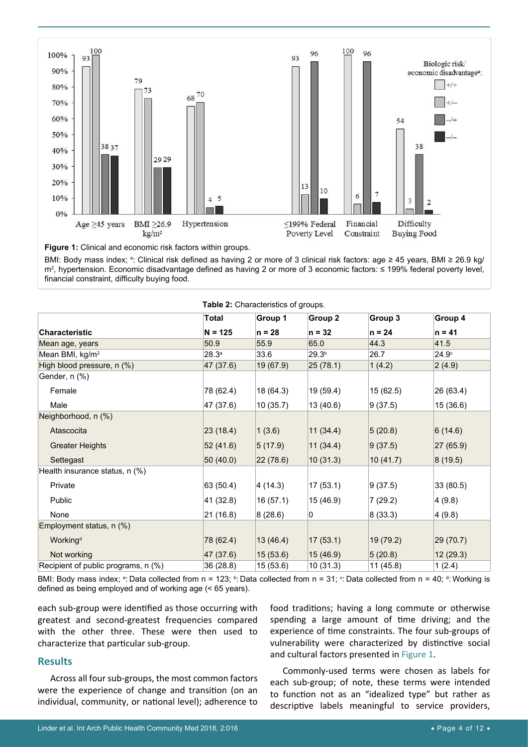Figure 1: Clinical and economic risk factors within groups.

BMI: Body mass index; [a]: Clinical risk defined as having 2 or more of 3 clinical risk factors: age ≥ 45 years, BMI ≥ 26.9 kg/m$^2$, hypertension. Economic disadvantage defined as having 2 or more of 3 economic factors: ≤ 199% federal poverty level, financial constraint, difficulty buying food.

**Table 2:** Characteristics of groups.

| Characteristic | Total N = 125 | Group 1 n = 28 | Group 2 n = 32 | Group 3 n = 24 | Group 4 n = 41 |
|---|---|---|---|---|---|
| Mean age, years | 50.9 | 55.9 | 65.0 | 44.3 | 41.5 |
| Mean BMI, kg/m$^2$ | 28.3[a] | 33.6 | 29.3[b] | 26.7 | 24.9[c] |
| High blood pressure, n (%) | 47 (37.6) | 19 (67.9) | 25 (78.1) | 1 (4.2) | 2 (4.9) |
| Gender, n (%) | | | | | |
| Female | 78 (62.4) | 18 (64.3) | 19 (59.4) | 15 (62.5) | 26 (63.4) |
| Male | 47 (37.6) | 10 (35.7) | 13 (40.6) | 9 (37.5) | 15 (36.6) |
| Neighborhood, n (%) | | | | | |
| Atascocita | 23 (18.4) | 1 (3.6) | 11 (34.4) | 5 (20.8) | 6 (14.6) |
| Greater Heights | 52 (41.6) | 5 (17.9) | 11 (34.4) | 9 (37.5) | 27 (65.9) |
| Settegast | 50 (40.0) | 22 (78.6) | 10 (31.3) | 10 (41.7) | 8 (19.5) |
| Health insurance status, n (%) | | | | | |
| Private | 63 (50.4) | 4 (14.3) | 17 (53.1) | 9 (37.5) | 33 (80.5) |
| Public | 41 (32.8) | 16 (57.1) | 15 (46.9) | 7 (29.2) | 4 (9.8) |
| None | 21 (16.8) | 8 (28.6) | 0 | 8 (33.3) | 4 (9.8) |
| Employment status, n (%) | | | | | |
| Working[d] | 78 (62.4) | 13 (46.4) | 17 (53.1) | 19 (79.2) | 29 (70.7) |
| Not working | 47 (37.6) | 15 (53.6) | 15 (46.9) | 5 (20.8) | 12 (29.3) |
| Recipient of public programs, n (%) | 36 (28.8) | 15 (53.6) | 10 (31.3) | 11 (45.8) | 1 (2.4) |

BMI: Body mass index; [a]: Data collected from n = 123; [b]: Data collected from n = 31; [c]: Data collected from n = 40; [d]: Working is defined as being employed and of working age (< 65 years).

each sub-group were identified as those occurring with greatest and second-greatest frequencies compared with the other three. These were then used to characterize that particular sub-group.

## Results

Across all four sub-groups, the most common factors were the experience of change and transition (on an individual, community, or national level); adherence to food traditions; having a long commute or otherwise spending a large amount of time driving; and the experience of time constraints. The four sub-groups of vulnerability were characterized by distinctive social and cultural factors presented in Figure 1.

Commonly-used terms were chosen as labels for each sub-group; of note, these terms were intended to function not as an "idealized type" but rather as descriptive labels meaningful to service providers,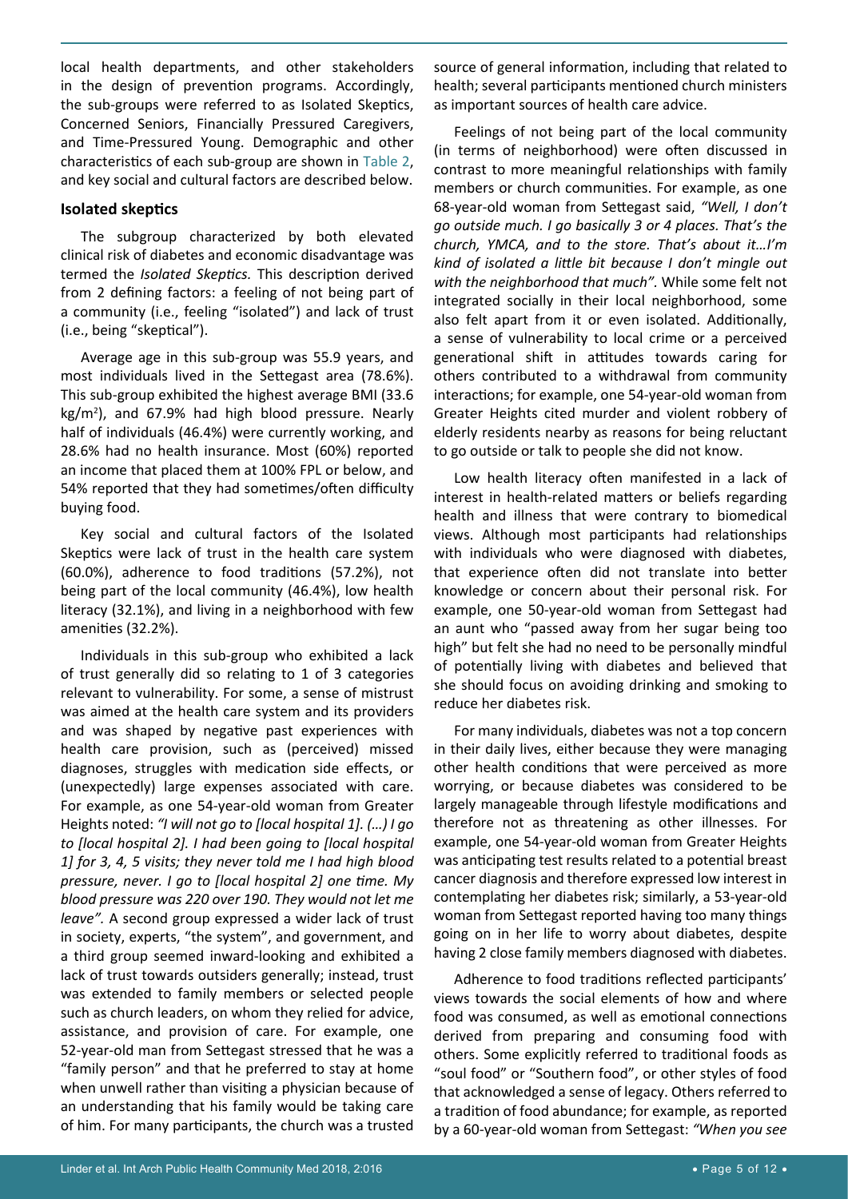local health departments, and other stakeholders in the design of prevention programs. Accordingly, the sub-groups were referred to as Isolated Skeptics, Concerned Seniors, Financially Pressured Caregivers, and Time-Pressured Young. Demographic and other characteristics of each sub-group are shown in Table 2, and key social and cultural factors are described below.

### Isolated skeptics

The subgroup characterized by both elevated clinical risk of diabetes and economic disadvantage was termed the *Isolated Skeptics.* This description derived from 2 defining factors: a feeling of not being part of a community (i.e., feeling "isolated") and lack of trust (i.e., being "skeptical").

Average age in this sub-group was 55.9 years, and most individuals lived in the Settegast area (78.6%). This sub-group exhibited the highest average BMI (33.6 $kg/m^2$), and 67.9% had high blood pressure. Nearly half of individuals (46.4%) were currently working, and 28.6% had no health insurance. Most (60%) reported an income that placed them at 100% FPL or below, and 54% reported that they had sometimes/often difficulty buying food.

Key social and cultural factors of the Isolated Skeptics were lack of trust in the health care system (60.0%), adherence to food traditions (57.2%), not being part of the local community (46.4%), low health literacy (32.1%), and living in a neighborhood with few amenities (32.2%).

Individuals in this sub-group who exhibited a lack of trust generally did so relating to 1 of 3 categories relevant to vulnerability. For some, a sense of mistrust was aimed at the health care system and its providers and was shaped by negative past experiences with health care provision, such as (perceived) missed diagnoses, struggles with medication side effects, or (unexpectedly) large expenses associated with care. For example, as one 54-year-old woman from Greater Heights noted: *"I will not go to [local hospital 1]. (…) I go to [local hospital 2]. I had been going to [local hospital 1] for 3, 4, 5 visits; they never told me I had high blood pressure, never. I go to [local hospital 2] one time. My blood pressure was 220 over 190. They would not let me leave".* A second group expressed a wider lack of trust in society, experts, "the system", and government, and a third group seemed inward-looking and exhibited a lack of trust towards outsiders generally; instead, trust was extended to family members or selected people such as church leaders, on whom they relied for advice, assistance, and provision of care. For example, one 52-year-old man from Settegast stressed that he was a "family person" and that he preferred to stay at home when unwell rather than visiting a physician because of an understanding that his family would be taking care of him. For many participants, the church was a trusted source of general information, including that related to health; several participants mentioned church ministers as important sources of health care advice.

Feelings of not being part of the local community (in terms of neighborhood) were often discussed in contrast to more meaningful relationships with family members or church communities. For example, as one 68-year-old woman from Settegast said, *"Well, I don't go outside much. I go basically 3 or 4 places. That's the church, YMCA, and to the store. That's about it…I'm kind of isolated a little bit because I don't mingle out with the neighborhood that much".* While some felt not integrated socially in their local neighborhood, some also felt apart from it or even isolated. Additionally, a sense of vulnerability to local crime or a perceived generational shift in attitudes towards caring for others contributed to a withdrawal from community interactions; for example, one 54-year-old woman from Greater Heights cited murder and violent robbery of elderly residents nearby as reasons for being reluctant to go outside or talk to people she did not know.

Low health literacy often manifested in a lack of interest in health-related matters or beliefs regarding health and illness that were contrary to biomedical views. Although most participants had relationships with individuals who were diagnosed with diabetes, that experience often did not translate into better knowledge or concern about their personal risk. For example, one 50-year-old woman from Settegast had an aunt who "passed away from her sugar being too high" but felt she had no need to be personally mindful of potentially living with diabetes and believed that she should focus on avoiding drinking and smoking to reduce her diabetes risk.

For many individuals, diabetes was not a top concern in their daily lives, either because they were managing other health conditions that were perceived as more worrying, or because diabetes was considered to be largely manageable through lifestyle modifications and therefore not as threatening as other illnesses. For example, one 54-year-old woman from Greater Heights was anticipating test results related to a potential breast cancer diagnosis and therefore expressed low interest in contemplating her diabetes risk; similarly, a 53-year-old woman from Settegast reported having too many things going on in her life to worry about diabetes, despite having 2 close family members diagnosed with diabetes.

Adherence to food traditions reflected participants' views towards the social elements of how and where food was consumed, as well as emotional connections derived from preparing and consuming food with others. Some explicitly referred to traditional foods as "soul food" or "Southern food", or other styles of food that acknowledged a sense of legacy. Others referred to a tradition of food abundance; for example, as reported by a 60-year-old woman from Settegast: *"When you see*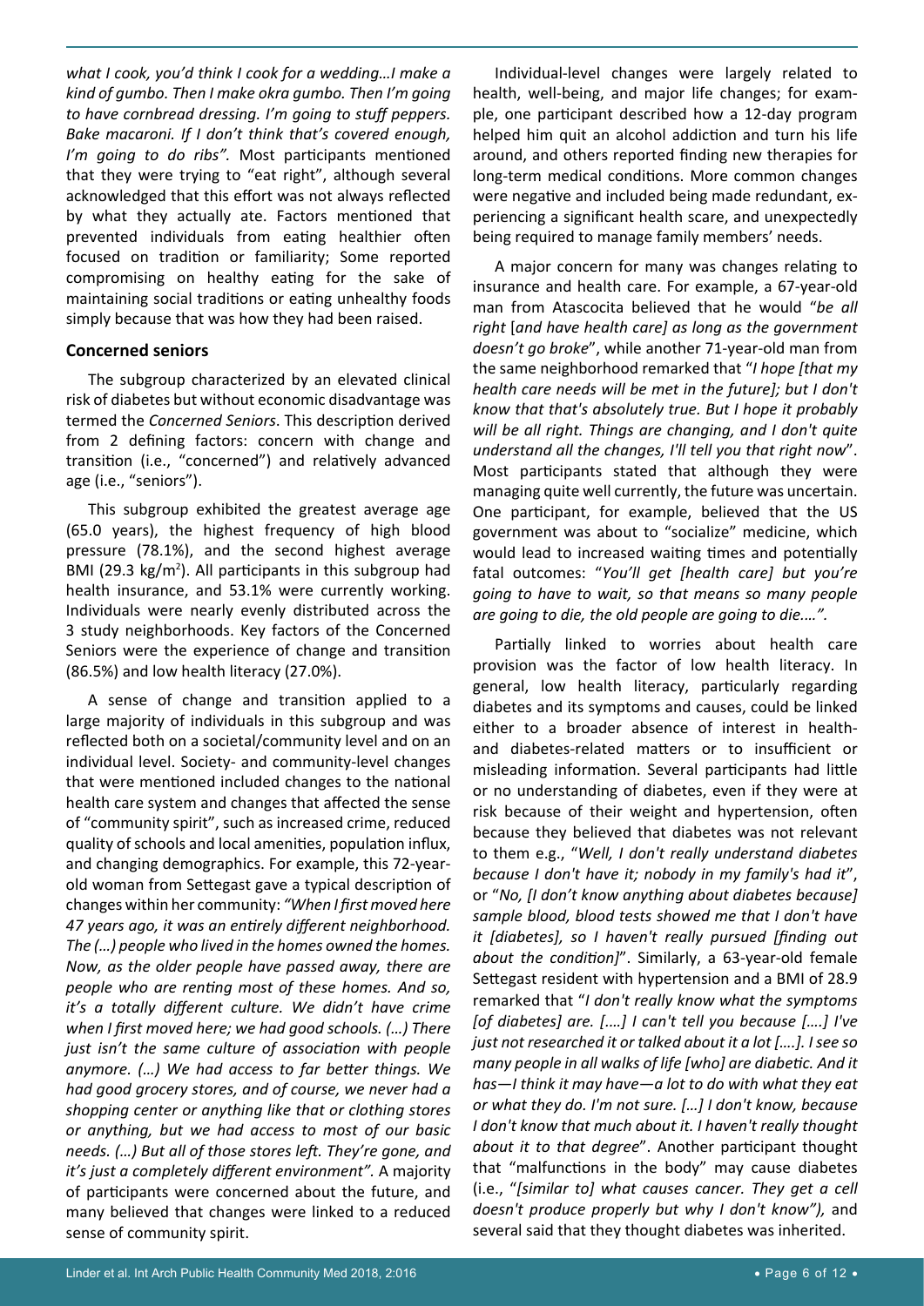*what I cook, you'd think I cook for a wedding…I make a kind of gumbo. Then I make okra gumbo. Then I'm going to have cornbread dressing. I'm going to stuff peppers. Bake macaroni. If I don't think that's covered enough, I'm going to do ribs".* Most participants mentioned that they were trying to "eat right", although several acknowledged that this effort was not always reflected by what they actually ate. Factors mentioned that prevented individuals from eating healthier often focused on tradition or familiarity; Some reported compromising on healthy eating for the sake of maintaining social traditions or eating unhealthy foods simply because that was how they had been raised.

### Concerned seniors

The subgroup characterized by an elevated clinical risk of diabetes but without economic disadvantage was termed the *Concerned Seniors*. This description derived from 2 defining factors: concern with change and transition (i.e., "concerned") and relatively advanced age (i.e., "seniors").

This subgroup exhibited the greatest average age (65.0 years), the highest frequency of high blood pressure (78.1%), and the second highest average BMI (29.3 kg/m$^2$). All participants in this subgroup had health insurance, and 53.1% were currently working. Individuals were nearly evenly distributed across the 3 study neighborhoods. Key factors of the Concerned Seniors were the experience of change and transition (86.5%) and low health literacy (27.0%).

A sense of change and transition applied to a large majority of individuals in this subgroup and was reflected both on a societal/community level and on an individual level. Society- and community-level changes that were mentioned included changes to the national health care system and changes that affected the sense of "community spirit", such as increased crime, reduced quality of schools and local amenities, population influx, and changing demographics. For example, this 72-year-old woman from Settegast gave a typical description of changes within her community: *"When I first moved here 47 years ago, it was an entirely different neighborhood. The (…) people who lived in the homes owned the homes. Now, as the older people have passed away, there are people who are renting most of these homes. And so, it's a totally different culture. We didn't have crime when I first moved here; we had good schools. (…) There just isn't the same culture of association with people anymore. (…) We had access to far better things. We had good grocery stores, and of course, we never had a shopping center or anything like that or clothing stores or anything, but we had access to most of our basic needs. (…) But all of those stores left. They're gone, and it's just a completely different environment"*. A majority of participants were concerned about the future, and many believed that changes were linked to a reduced sense of community spirit.

Individual-level changes were largely related to health, well-being, and major life changes; for example, one participant described how a 12-day program helped him quit an alcohol addiction and turn his life around, and others reported finding new therapies for long-term medical conditions. More common changes were negative and included being made redundant, experiencing a significant health scare, and unexpectedly being required to manage family members' needs.

A major concern for many was changes relating to insurance and health care. For example, a 67-year-old man from Atascocita believed that he would "*be all right* [*and have health care] as long as the government doesn't go broke*", while another 71-year-old man from the same neighborhood remarked that "*I hope [that my health care needs will be met in the future]; but I don't know that that's absolutely true. But I hope it probably will be all right. Things are changing, and I don't quite understand all the changes, I'll tell you that right now*". Most participants stated that although they were managing quite well currently, the future was uncertain. One participant, for example, believed that the US government was about to "socialize" medicine, which would lead to increased waiting times and potentially fatal outcomes: "*You'll get [health care] but you're going to have to wait, so that means so many people are going to die, the old people are going to die.…*".

Partially linked to worries about health care provision was the factor of low health literacy. In general, low health literacy, particularly regarding diabetes and its symptoms and causes, could be linked either to a broader absence of interest in health- and diabetes-related matters or to insufficient or misleading information. Several participants had little or no understanding of diabetes, even if they were at risk because of their weight and hypertension, often because they believed that diabetes was not relevant to them e.g., "*Well, I don't really understand diabetes because I don't have it; nobody in my family's had it*", or "*No, [I don't know anything about diabetes because] sample blood, blood tests showed me that I don't have it [diabetes], so I haven't really pursued [finding out about the condition]*". Similarly, a 63-year-old female Settegast resident with hypertension and a BMI of 28.9 remarked that "*I don't really know what the symptoms [of diabetes] are. [….] I can't tell you because [….] I've just not researched it or talked about it a lot [….]. I see so many people in all walks of life [who] are diabetic. And it has—I think it may have—a lot to do with what they eat or what they do. I'm not sure. […] I don't know, because I don't know that much about it. I haven't really thought about it to that degree*". Another participant thought that "malfunctions in the body" may cause diabetes (i.e., "*[similar to] what causes cancer. They get a cell doesn't produce properly but why I don't know"),* and several said that they thought diabetes was inherited.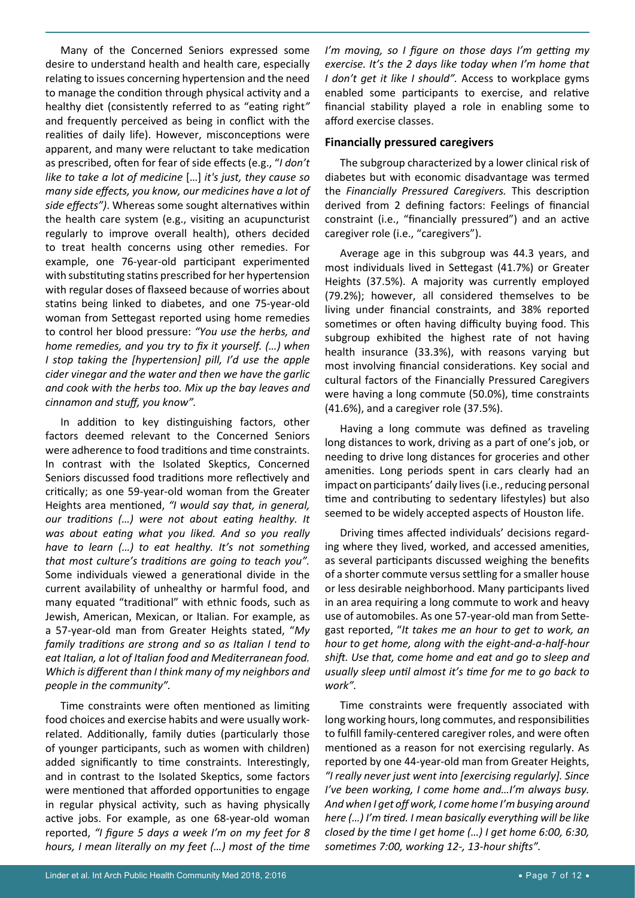Many of the Concerned Seniors expressed some desire to understand health and health care, especially relating to issues concerning hypertension and the need to manage the condition through physical activity and a healthy diet (consistently referred to as "eating right" and frequently perceived as being in conflict with the realities of daily life). However, misconceptions were apparent, and many were reluctant to take medication as prescribed, often for fear of side effects (e.g., "*I don't like to take a lot of medicine* […] *it's just, they cause so many side effects, you know, our medicines have a lot of side effects")*. Whereas some sought alternatives within the health care system (e.g., visiting an acupuncturist regularly to improve overall health), others decided to treat health concerns using other remedies. For example, one 76-year-old participant experimented with substituting statins prescribed for her hypertension with regular doses of flaxseed because of worries about statins being linked to diabetes, and one 75-year-old woman from Settegast reported using home remedies to control her blood pressure: *"You use the herbs, and home remedies, and you try to fix it yourself. (…) when I stop taking the [hypertension] pill, I'd use the apple cider vinegar and the water and then we have the garlic and cook with the herbs too. Mix up the bay leaves and cinnamon and stuff, you know".*

In addition to key distinguishing factors, other factors deemed relevant to the Concerned Seniors were adherence to food traditions and time constraints. In contrast with the Isolated Skeptics, Concerned Seniors discussed food traditions more reflectively and critically; as one 59-year-old woman from the Greater Heights area mentioned, *"I would say that, in general, our traditions (…) were not about eating healthy. It was about eating what you liked. And so you really have to learn (…) to eat healthy. It's not something that most culture's traditions are going to teach you".* Some individuals viewed a generational divide in the current availability of unhealthy or harmful food, and many equated "traditional" with ethnic foods, such as Jewish, American, Mexican, or Italian. For example, as a 57-year-old man from Greater Heights stated, "*My family traditions are strong and so as Italian I tend to eat Italian, a lot of Italian food and Mediterranean food. Which is different than I think many of my neighbors and people in the community".*

Time constraints were often mentioned as limiting food choices and exercise habits and were usually work-related. Additionally, family duties (particularly those of younger participants, such as women with children) added significantly to time constraints. Interestingly, and in contrast to the Isolated Skeptics, some factors were mentioned that afforded opportunities to engage in regular physical activity, such as having physically active jobs. For example, as one 68-year-old woman reported, *"I figure 5 days a week I'm on my feet for 8 hours, I mean literally on my feet (…) most of the time I'm moving, so I figure on those days I'm getting my exercise. It's the 2 days like today when I'm home that I don't get it like I should".* Access to workplace gyms enabled some participants to exercise, and relative financial stability played a role in enabling some to afford exercise classes.

### Financially pressured caregivers

The subgroup characterized by a lower clinical risk of diabetes but with economic disadvantage was termed the *Financially Pressured Caregivers.* This description derived from 2 defining factors: Feelings of financial constraint (i.e., "financially pressured") and an active caregiver role (i.e., "caregivers").

Average age in this subgroup was 44.3 years, and most individuals lived in Settegast (41.7%) or Greater Heights (37.5%). A majority was currently employed (79.2%); however, all considered themselves to be living under financial constraints, and 38% reported sometimes or often having difficulty buying food. This subgroup exhibited the highest rate of not having health insurance (33.3%), with reasons varying but most involving financial considerations. Key social and cultural factors of the Financially Pressured Caregivers were having a long commute (50.0%), time constraints (41.6%), and a caregiver role (37.5%).

Having a long commute was defined as traveling long distances to work, driving as a part of one's job, or needing to drive long distances for groceries and other amenities. Long periods spent in cars clearly had an impact on participants' daily lives (i.e., reducing personal time and contributing to sedentary lifestyles) but also seemed to be widely accepted aspects of Houston life.

Driving times affected individuals' decisions regarding where they lived, worked, and accessed amenities, as several participants discussed weighing the benefits of a shorter commute versus settling for a smaller house or less desirable neighborhood. Many participants lived in an area requiring a long commute to work and heavy use of automobiles. As one 57-year-old man from Settegast reported, "*It takes me an hour to get to work, an hour to get home, along with the eight-and-a-half-hour shift. Use that, come home and eat and go to sleep and usually sleep until almost it's time for me to go back to work".*

Time constraints were frequently associated with long working hours, long commutes, and responsibilities to fulfill family-centered caregiver roles, and were often mentioned as a reason for not exercising regularly. As reported by one 44-year-old man from Greater Heights, *"I really never just went into [exercising regularly]. Since I've been working, I come home and…I'm always busy. And when I get off work, I come home I'm busying around here (…) I'm tired. I mean basically everything will be like closed by the time I get home (…) I get home 6:00, 6:30, sometimes 7:00, working 12-, 13-hour shifts".*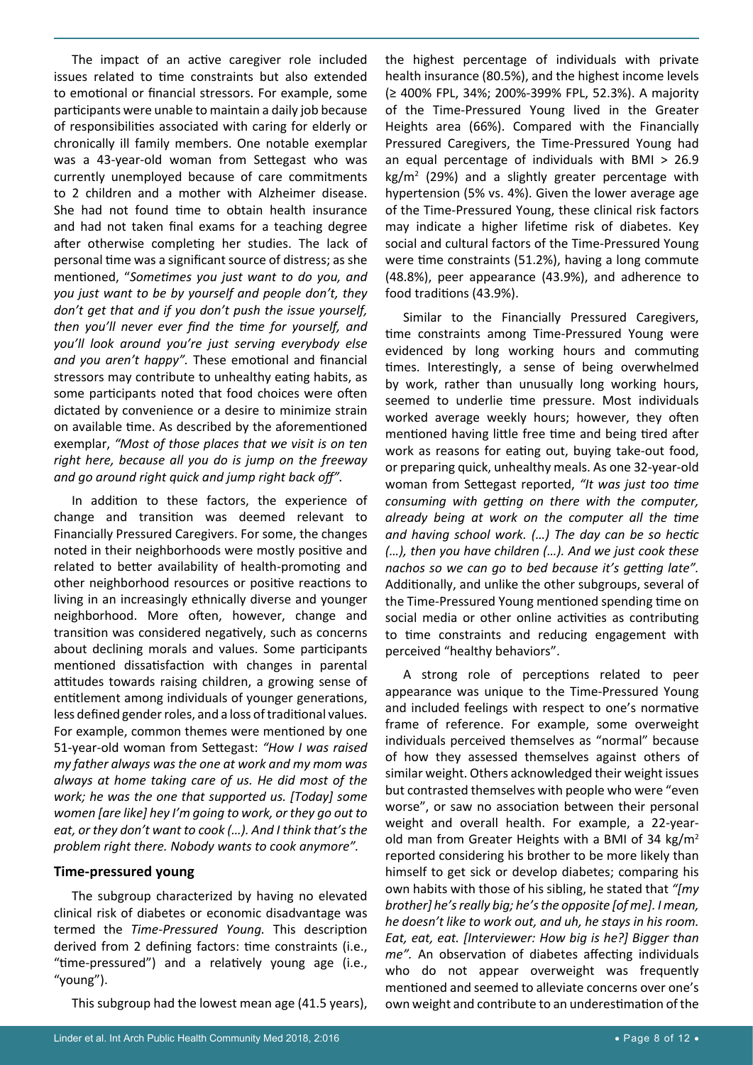The impact of an active caregiver role included issues related to time constraints but also extended to emotional or financial stressors. For example, some participants were unable to maintain a daily job because of responsibilities associated with caring for elderly or chronically ill family members. One notable exemplar was a 43-year-old woman from Settegast who was currently unemployed because of care commitments to 2 children and a mother with Alzheimer disease. She had not found time to obtain health insurance and had not taken final exams for a teaching degree after otherwise completing her studies. The lack of personal time was a significant source of distress; as she mentioned, "*Sometimes you just want to do you, and you just want to be by yourself and people don't, they don't get that and if you don't push the issue yourself, then you'll never ever find the time for yourself, and you'll look around you're just serving everybody else and you aren't happy*". These emotional and financial stressors may contribute to unhealthy eating habits, as some participants noted that food choices were often dictated by convenience or a desire to minimize strain on available time. As described by the aforementioned exemplar, *"Most of those places that we visit is on ten right here, because all you do is jump on the freeway and go around right quick and jump right back off"*.

In addition to these factors, the experience of change and transition was deemed relevant to Financially Pressured Caregivers. For some, the changes noted in their neighborhoods were mostly positive and related to better availability of health-promoting and other neighborhood resources or positive reactions to living in an increasingly ethnically diverse and younger neighborhood. More often, however, change and transition was considered negatively, such as concerns about declining morals and values. Some participants mentioned dissatisfaction with changes in parental attitudes towards raising children, a growing sense of entitlement among individuals of younger generations, less defined gender roles, and a loss of traditional values. For example, common themes were mentioned by one 51-year-old woman from Settegast: *"How I was raised my father always was the one at work and my mom was always at home taking care of us. He did most of the work; he was the one that supported us. [Today] some women [are like] hey I'm going to work, or they go out to eat, or they don't want to cook (…). And I think that's the problem right there. Nobody wants to cook anymore"*.

### Time-pressured young

The subgroup characterized by having no elevated clinical risk of diabetes or economic disadvantage was termed the *Time-Pressured Young.* This description derived from 2 defining factors: time constraints (i.e., "time-pressured") and a relatively young age (i.e., "young").

This subgroup had the lowest mean age (41.5 years), the highest percentage of individuals with private health insurance (80.5%), and the highest income levels (≥ 400% FPL, 34%; 200%-399% FPL, 52.3%). A majority of the Time-Pressured Young lived in the Greater Heights area (66%). Compared with the Financially Pressured Caregivers, the Time-Pressured Young had an equal percentage of individuals with BMI > 26.9 $kg/m^2$ (29%) and a slightly greater percentage with hypertension (5% vs. 4%). Given the lower average age of the Time-Pressured Young, these clinical risk factors may indicate a higher lifetime risk of diabetes. Key social and cultural factors of the Time-Pressured Young were time constraints (51.2%), having a long commute (48.8%), peer appearance (43.9%), and adherence to food traditions (43.9%).

Similar to the Financially Pressured Caregivers, time constraints among Time-Pressured Young were evidenced by long working hours and commuting times. Interestingly, a sense of being overwhelmed by work, rather than unusually long working hours, seemed to underlie time pressure. Most individuals worked average weekly hours; however, they often mentioned having little free time and being tired after work as reasons for eating out, buying take-out food, or preparing quick, unhealthy meals. As one 32-year-old woman from Settegast reported, *"It was just too time consuming with getting on there with the computer, already being at work on the computer all the time and having school work. (…) The day can be so hectic (…), then you have children (…). And we just cook these nachos so we can go to bed because it's getting late"*. Additionally, and unlike the other subgroups, several of the Time-Pressured Young mentioned spending time on social media or other online activities as contributing to time constraints and reducing engagement with perceived "healthy behaviors".

A strong role of perceptions related to peer appearance was unique to the Time-Pressured Young and included feelings with respect to one's normative frame of reference. For example, some overweight individuals perceived themselves as "normal" because of how they assessed themselves against others of similar weight. Others acknowledged their weight issues but contrasted themselves with people who were "even worse", or saw no association between their personal weight and overall health. For example, a 22-year-old man from Greater Heights with a BMI of 34 $kg/m^2$ reported considering his brother to be more likely than himself to get sick or develop diabetes; comparing his own habits with those of his sibling, he stated that *"[my brother] he's really big; he's the opposite [of me]. I mean, he doesn't like to work out, and uh, he stays in his room. Eat, eat, eat. [Interviewer: How big is he?] Bigger than me"*. An observation of diabetes affecting individuals who do not appear overweight was frequently mentioned and seemed to alleviate concerns over one's own weight and contribute to an underestimation of the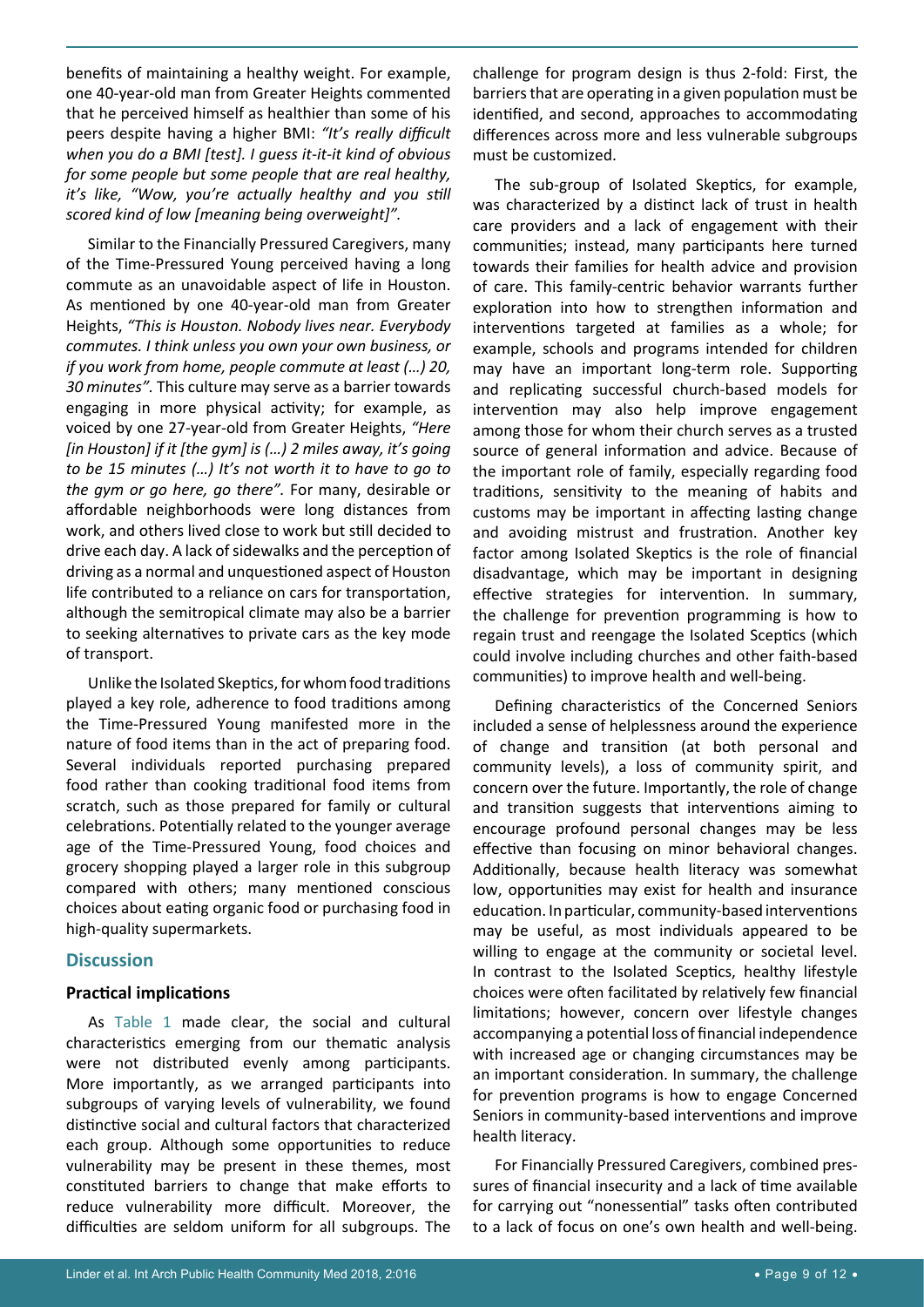benefits of maintaining a healthy weight. For example, one 40-year-old man from Greater Heights commented that he perceived himself as healthier than some of his peers despite having a higher BMI: *"It's really difficult when you do a BMI [test]. I guess it-it-it kind of obvious for some people but some people that are real healthy, it's like, "Wow, you're actually healthy and you still scored kind of low [meaning being overweight]".*

Similar to the Financially Pressured Caregivers, many of the Time-Pressured Young perceived having a long commute as an unavoidable aspect of life in Houston. As mentioned by one 40-year-old man from Greater Heights, *"This is Houston. Nobody lives near. Everybody commutes. I think unless you own your own business, or if you work from home, people commute at least (…) 20, 30 minutes".* This culture may serve as a barrier towards engaging in more physical activity; for example, as voiced by one 27-year-old from Greater Heights, *"Here [in Houston] if it [the gym] is (…) 2 miles away, it's going to be 15 minutes (…) It's not worth it to have to go to the gym or go here, go there".* For many, desirable or affordable neighborhoods were long distances from work, and others lived close to work but still decided to drive each day. A lack of sidewalks and the perception of driving as a normal and unquestioned aspect of Houston life contributed to a reliance on cars for transportation, although the semitropical climate may also be a barrier to seeking alternatives to private cars as the key mode of transport.

Unlike the Isolated Skeptics, for whom food traditions played a key role, adherence to food traditions among the Time-Pressured Young manifested more in the nature of food items than in the act of preparing food. Several individuals reported purchasing prepared food rather than cooking traditional food items from scratch, such as those prepared for family or cultural celebrations. Potentially related to the younger average age of the Time-Pressured Young, food choices and grocery shopping played a larger role in this subgroup compared with others; many mentioned conscious choices about eating organic food or purchasing food in high-quality supermarkets.

## Discussion

### Practical implications

As Table 1 made clear, the social and cultural characteristics emerging from our thematic analysis were not distributed evenly among participants. More importantly, as we arranged participants into subgroups of varying levels of vulnerability, we found distinctive social and cultural factors that characterized each group. Although some opportunities to reduce vulnerability may be present in these themes, most constituted barriers to change that make efforts to reduce vulnerability more difficult. Moreover, the difficulties are seldom uniform for all subgroups. The challenge for program design is thus 2-fold: First, the barriers that are operating in a given population must be identified, and second, approaches to accommodating differences across more and less vulnerable subgroups must be customized.

The sub-group of Isolated Skeptics, for example, was characterized by a distinct lack of trust in health care providers and a lack of engagement with their communities; instead, many participants here turned towards their families for health advice and provision of care. This family-centric behavior warrants further exploration into how to strengthen information and interventions targeted at families as a whole; for example, schools and programs intended for children may have an important long-term role. Supporting and replicating successful church-based models for intervention may also help improve engagement among those for whom their church serves as a trusted source of general information and advice. Because of the important role of family, especially regarding food traditions, sensitivity to the meaning of habits and customs may be important in affecting lasting change and avoiding mistrust and frustration. Another key factor among Isolated Skeptics is the role of financial disadvantage, which may be important in designing effective strategies for intervention. In summary, the challenge for prevention programming is how to regain trust and reengage the Isolated Sceptics (which could involve including churches and other faith-based communities) to improve health and well-being.

Defining characteristics of the Concerned Seniors included a sense of helplessness around the experience of change and transition (at both personal and community levels), a loss of community spirit, and concern over the future. Importantly, the role of change and transition suggests that interventions aiming to encourage profound personal changes may be less effective than focusing on minor behavioral changes. Additionally, because health literacy was somewhat low, opportunities may exist for health and insurance education. In particular, community-based interventions may be useful, as most individuals appeared to be willing to engage at the community or societal level. In contrast to the Isolated Sceptics, healthy lifestyle choices were often facilitated by relatively few financial limitations; however, concern over lifestyle changes accompanying a potential loss of financial independence with increased age or changing circumstances may be an important consideration. In summary, the challenge for prevention programs is how to engage Concerned Seniors in community-based interventions and improve health literacy.

For Financially Pressured Caregivers, combined pressures of financial insecurity and a lack of time available for carrying out "nonessential" tasks often contributed to a lack of focus on one's own health and well-being.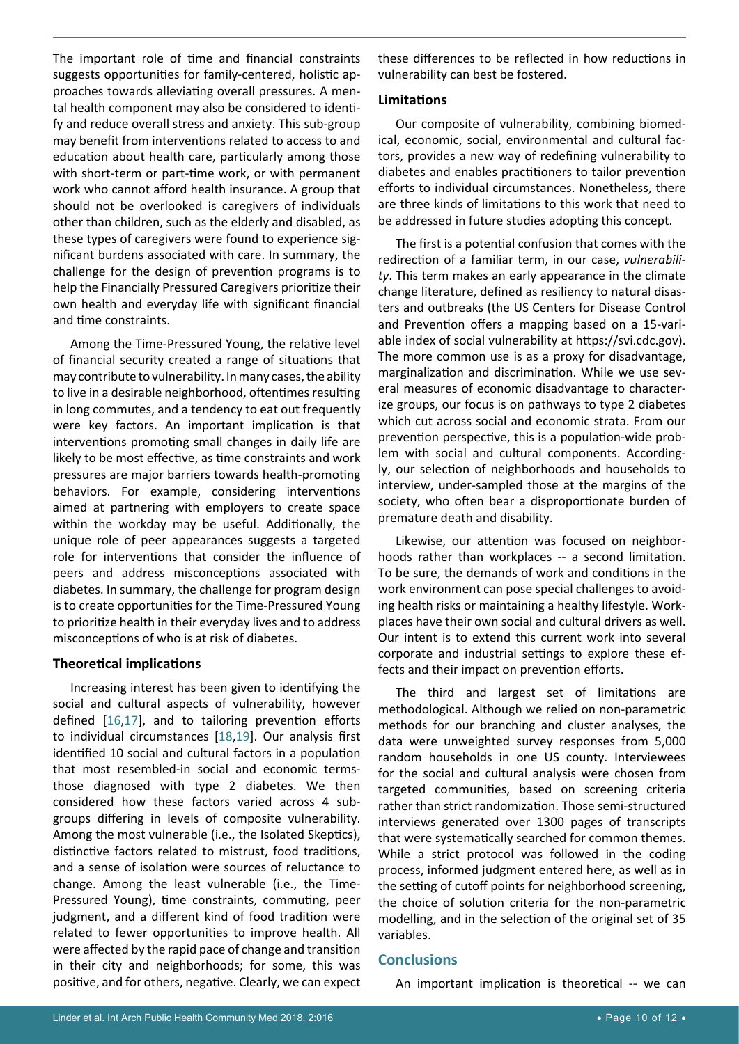The important role of time and financial constraints suggests opportunities for family-centered, holistic approaches towards alleviating overall pressures. A mental health component may also be considered to identify and reduce overall stress and anxiety. This sub-group may benefit from interventions related to access to and education about health care, particularly among those with short-term or part-time work, or with permanent work who cannot afford health insurance. A group that should not be overlooked is caregivers of individuals other than children, such as the elderly and disabled, as these types of caregivers were found to experience significant burdens associated with care. In summary, the challenge for the design of prevention programs is to help the Financially Pressured Caregivers prioritize their own health and everyday life with significant financial and time constraints.

Among the Time-Pressured Young, the relative level of financial security created a range of situations that may contribute to vulnerability. In many cases, the ability to live in a desirable neighborhood, oftentimes resulting in long commutes, and a tendency to eat out frequently were key factors. An important implication is that interventions promoting small changes in daily life are likely to be most effective, as time constraints and work pressures are major barriers towards health-promoting behaviors. For example, considering interventions aimed at partnering with employers to create space within the workday may be useful. Additionally, the unique role of peer appearances suggests a targeted role for interventions that consider the influence of peers and address misconceptions associated with diabetes. In summary, the challenge for program design is to create opportunities for the Time-Pressured Young to prioritize health in their everyday lives and to address misconceptions of who is at risk of diabetes.

### Theoretical implications

Increasing interest has been given to identifying the social and cultural aspects of vulnerability, however defined [16,17], and to tailoring prevention efforts to individual circumstances [18,19]. Our analysis first identified 10 social and cultural factors in a population that most resembled-in social and economic terms-those diagnosed with type 2 diabetes. We then considered how these factors varied across 4 sub-groups differing in levels of composite vulnerability. Among the most vulnerable (i.e., the Isolated Skeptics), distinctive factors related to mistrust, food traditions, and a sense of isolation were sources of reluctance to change. Among the least vulnerable (i.e., the Time-Pressured Young), time constraints, commuting, peer judgment, and a different kind of food tradition were related to fewer opportunities to improve health. All were affected by the rapid pace of change and transition in their city and neighborhoods; for some, this was positive, and for others, negative. Clearly, we can expect these differences to be reflected in how reductions in vulnerability can best be fostered.

### Limitations

Our composite of vulnerability, combining biomedical, economic, social, environmental and cultural factors, provides a new way of redefining vulnerability to diabetes and enables practitioners to tailor prevention efforts to individual circumstances. Nonetheless, there are three kinds of limitations to this work that need to be addressed in future studies adopting this concept.

The first is a potential confusion that comes with the redirection of a familiar term, in our case, *vulnerability*. This term makes an early appearance in the climate change literature, defined as resiliency to natural disasters and outbreaks (the US Centers for Disease Control and Prevention offers a mapping based on a 15-variable index of social vulnerability at https://svi.cdc.gov). The more common use is as a proxy for disadvantage, marginalization and discrimination. While we use several measures of economic disadvantage to characterize groups, our focus is on pathways to type 2 diabetes which cut across social and economic strata. From our prevention perspective, this is a population-wide problem with social and cultural components. Accordingly, our selection of neighborhoods and households to interview, under-sampled those at the margins of the society, who often bear a disproportionate burden of premature death and disability.

Likewise, our attention was focused on neighborhoods rather than workplaces -- a second limitation. To be sure, the demands of work and conditions in the work environment can pose special challenges to avoiding health risks or maintaining a healthy lifestyle. Workplaces have their own social and cultural drivers as well. Our intent is to extend this current work into several corporate and industrial settings to explore these effects and their impact on prevention efforts.

The third and largest set of limitations are methodological. Although we relied on non-parametric methods for our branching and cluster analyses, the data were unweighted survey responses from 5,000 random households in one US county. Interviewees for the social and cultural analysis were chosen from targeted communities, based on screening criteria rather than strict randomization. Those semi-structured interviews generated over 1300 pages of transcripts that were systematically searched for common themes. While a strict protocol was followed in the coding process, informed judgment entered here, as well as in the setting of cutoff points for neighborhood screening, the choice of solution criteria for the non-parametric modelling, and in the selection of the original set of 35 variables.

## Conclusions

An important implication is theoretical -- we can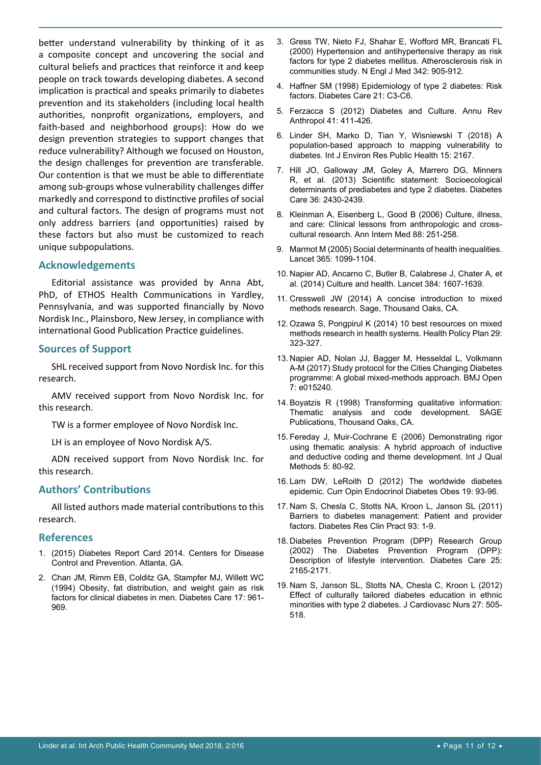better understand vulnerability by thinking of it as a composite concept and uncovering the social and cultural beliefs and practices that reinforce it and keep people on track towards developing diabetes. A second implication is practical and speaks primarily to diabetes prevention and its stakeholders (including local health authorities, nonprofit organizations, employers, and faith-based and neighborhood groups): How do we design prevention strategies to support changes that reduce vulnerability? Although we focused on Houston, the design challenges for prevention are transferable. Our contention is that we must be able to differentiate among sub-groups whose vulnerability challenges differ markedly and correspond to distinctive profiles of social and cultural factors. The design of programs must not only address barriers (and opportunities) raised by these factors but also must be customized to reach unique subpopulations.

## Acknowledgements

Editorial assistance was provided by Anna Abt, PhD, of ETHOS Health Communications in Yardley, Pennsylvania, and was supported financially by Novo Nordisk Inc., Plainsboro, New Jersey, in compliance with international Good Publication Practice guidelines.

## Sources of Support

SHL received support from Novo Nordisk Inc. for this research.

AMV received support from Novo Nordisk Inc. for this research.

TW is a former employee of Novo Nordisk Inc.

LH is an employee of Novo Nordisk A/S.

ADN received support from Novo Nordisk Inc. for this research.

## Authors' Contributions

All listed authors made material contributions to this research.

## References

1. (2015) Diabetes Report Card 2014. Centers for Disease Control and Prevention. Atlanta, GA.
2. Chan JM, Rimm EB, Colditz GA, Stampfer MJ, Willett WC (1994) Obesity, fat distribution, and weight gain as risk factors for clinical diabetes in men. Diabetes Care 17: 961-969.
3. Gress TW, Nieto FJ, Shahar E, Wofford MR, Brancati FL (2000) Hypertension and antihypertensive therapy as risk factors for type 2 diabetes mellitus. Atherosclerosis risk in communities study. N Engl J Med 342: 905-912.
4. Haffner SM (1998) Epidemiology of type 2 diabetes: Risk factors. Diabetes Care 21: C3-C6.
5. Ferzacca S (2012) Diabetes and Culture. Annu Rev Anthropol 41: 411-426.
6. Linder SH, Marko D, Tian Y, Wisniewski T (2018) A population-based approach to mapping vulnerability to diabetes. Int J Environ Res Public Health 15: 2167.
7. Hill JO, Galloway JM, Goley A, Marrero DG, Minners R, et al. (2013) Scientific statement: Socioecological determinants of prediabetes and type 2 diabetes. Diabetes Care 36: 2430-2439.
8. Kleinman A, Eisenberg L, Good B (2006) Culture, illness, and care: Clinical lessons from anthropologic and cross-cultural research. Ann Intern Med 88: 251-258.
9. Marmot M (2005) Social determinants of health inequalities. Lancet 365: 1099-1104.
10. Napier AD, Ancarno C, Butler B, Calabrese J, Chater A, et al. (2014) Culture and health. Lancet 384: 1607-1639.
11. Cresswell JW (2014) A concise introduction to mixed methods research. Sage, Thousand Oaks, CA.
12. Ozawa S, Pongpirul K (2014) 10 best resources on mixed methods research in health systems. Health Policy Plan 29: 323-327.
13. Napier AD, Nolan JJ, Bagger M, Hesseldal L, Volkmann A-M (2017) Study protocol for the Cities Changing Diabetes programme: A global mixed-methods approach. BMJ Open 7: e015240.
14. Boyatzis R (1998) Transforming qualitative information: Thematic analysis and code development. SAGE Publications, Thousand Oaks, CA.
15. Fereday J, Muir-Cochrane E (2006) Demonstrating rigor using thematic analysis: A hybrid approach of inductive and deductive coding and theme development. Int J Qual Methods 5: 80-92.
16. Lam DW, LeRoith D (2012) The worldwide diabetes epidemic. Curr Opin Endocrinol Diabetes Obes 19: 93-96.
17. Nam S, Chesla C, Stotts NA, Kroon L, Janson SL (2011) Barriers to diabetes management: Patient and provider factors. Diabetes Res Clin Pract 93: 1-9.
18. Diabetes Prevention Program (DPP) Research Group (2002) The Diabetes Prevention Program (DPP): Description of lifestyle intervention. Diabetes Care 25: 2165-2171.
19. Nam S, Janson SL, Stotts NA, Chesla C, Kroon L (2012) Effect of culturally tailored diabetes education in ethnic minorities with type 2 diabetes. J Cardiovasc Nurs 27: 505-518.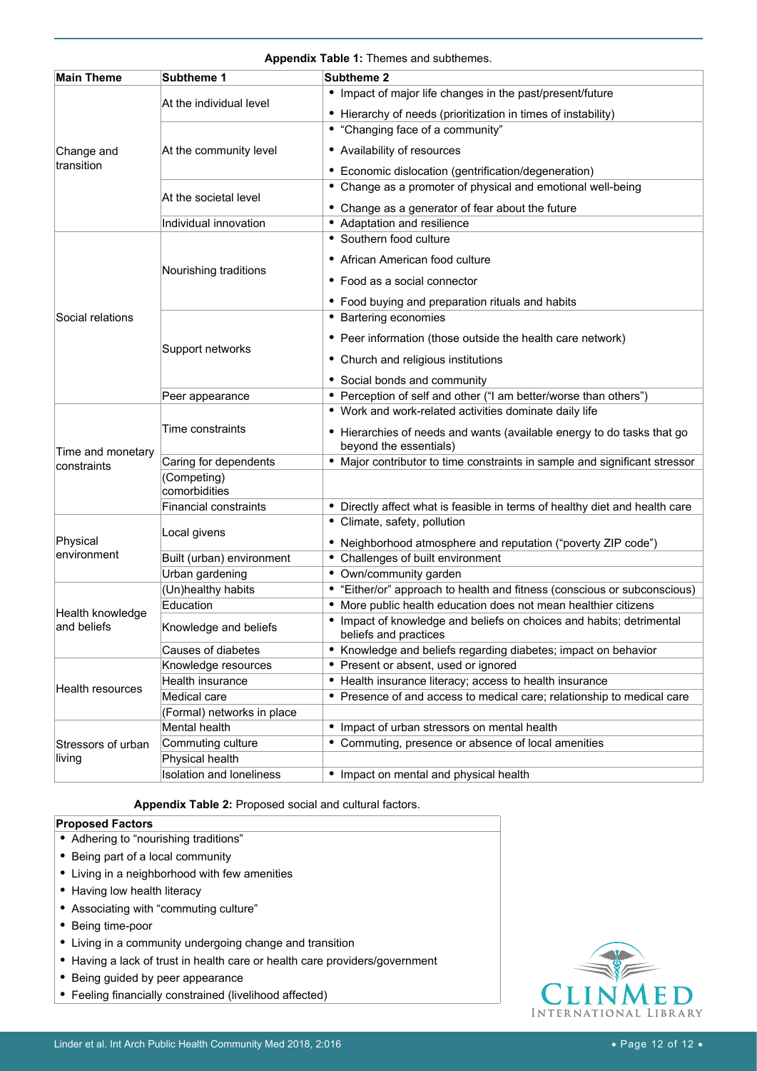**Appendix Table 1:** Themes and subthemes.

| Main Theme | Subtheme 1 | Subtheme 2 |
|---|---|---|
| Change and transition | At the individual level | • Impact of major life changes in the past/present/future<br>• Hierarchy of needs (prioritization in times of instability) |
| | At the community level | • "Changing face of a community"<br>• Availability of resources<br>• Economic dislocation (gentrification/degeneration) |
| | At the societal level | • Change as a promoter of physical and emotional well-being<br>• Change as a generator of fear about the future |
| | Individual innovation | • Adaptation and resilience |
| Social relations | Nourishing traditions | • Southern food culture<br>• African American food culture<br>• Food as a social connector<br>• Food buying and preparation rituals and habits |
| | Support networks | • Bartering economies<br>• Peer information (those outside the health care network)<br>• Church and religious institutions<br>• Social bonds and community |
| | Peer appearance | • Perception of self and other ("I am better/worse than others") |
| Time and monetary constraints | Time constraints | • Work and work-related activities dominate daily life<br>• Hierarchies of needs and wants (available energy to do tasks that go beyond the essentials) |
| | Caring for dependents | • Major contributor to time constraints in sample and significant stressor |
| | (Competing) comorbidities | |
| | Financial constraints | • Directly affect what is feasible in terms of healthy diet and health care |
| Physical environment | Local givens | • Climate, safety, pollution<br>• Neighborhood atmosphere and reputation ("poverty ZIP code") |
| | Built (urban) environment | • Challenges of built environment |
| | Urban gardening | • Own/community garden |
| Health knowledge and beliefs | (Un)healthy habits | • "Either/or" approach to health and fitness (conscious or subconscious) |
| | Education | • More public health education does not mean healthier citizens |
| | Knowledge and beliefs | • Impact of knowledge and beliefs on choices and habits; detrimental beliefs and practices |
| | Causes of diabetes | • Knowledge and beliefs regarding diabetes; impact on behavior |
| Health resources | Knowledge resources | • Present or absent, used or ignored |
| | Health insurance | • Health insurance literacy; access to health insurance |
| | Medical care | • Presence of and access to medical care; relationship to medical care |
| | (Formal) networks in place | |
| Stressors of urban living | Mental health | • Impact of urban stressors on mental health |
| | Commuting culture | • Commuting, presence or absence of local amenities |
| | Physical health | |
| | Isolation and loneliness | • Impact on mental and physical health |

**Appendix Table 2:** Proposed social and cultural factors.

| Proposed Factors |
|---|
| • Adhering to "nourishing traditions"<br>• Being part of a local community<br>• Living in a neighborhood with few amenities<br>• Having low health literacy<br>• Associating with "commuting culture"<br>• Being time-poor<br>• Living in a community undergoing change and transition<br>• Having a lack of trust in health care or health care providers/government<br>• Being guided by peer appearance<br>• Feeling financially constrained (livelihood affected) |